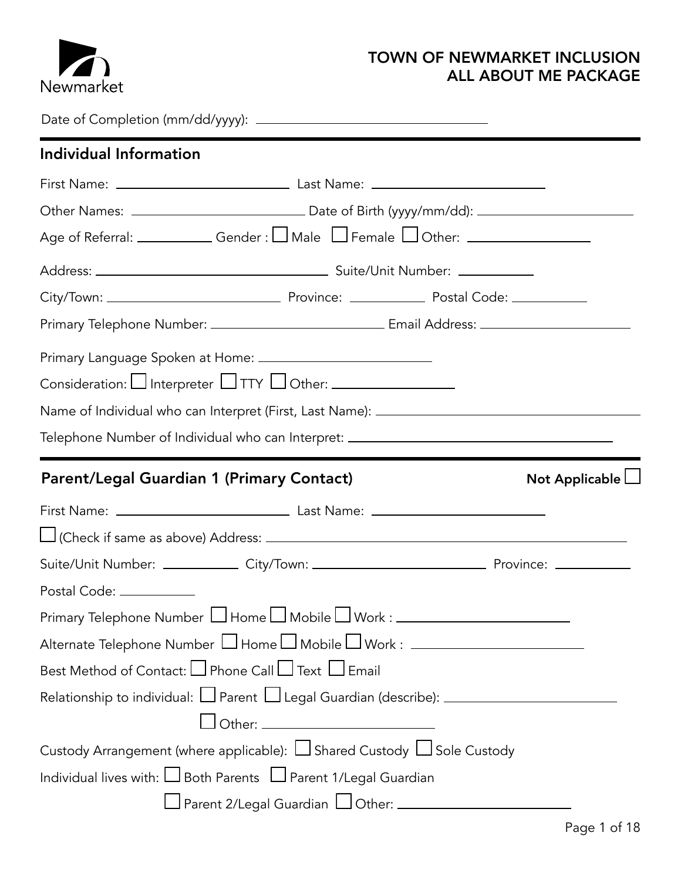Newmarket

# TOWN OF NEWMARKET INCLUSION ALL ABOUT ME PACKAGE

Date of Completion (mm/dd/yyyy): ______________________

## Individual Information

First Name: ______________________ Last Name: ______________________

Other Names: ______________________ Date of Birth (yyyy/mm/dd): ______________________

Age of Referral: __________ Gender : ☐ Male ☐ Female ☐ Other: ______________

Address: ______________________ Suite/Unit Number: __________

City/Town: ______________________ Province: __________ Postal Code: __________

Primary Telephone Number: ______________________ Email Address: ______________________

Primary Language Spoken at Home: ______________________

Consideration: ☐ Interpreter ☐ TTY ☐ Other: ______________

Name of Individual who can Interpret (First, Last Name): ______________________

Telephone Number of Individual who can Interpret: ______________________

## Parent/Legal Guardian 1 (Primary Contact)

**Not Applicable** ☐

First Name: ______________________ Last Name: ______________________

☐ (Check if same as above) Address: ______________________

Suite/Unit Number: __________ City/Town: ______________________ Province: __________

Postal Code: __________

Primary Telephone Number ☐ Home ☐ Mobile ☐ Work : ______________________

Alternate Telephone Number ☐ Home ☐ Mobile ☐ Work : ______________________

Best Method of Contact: ☐ Phone Call ☐ Text ☐ Email

Relationship to individual: ☐ Parent ☐ Legal Guardian (describe): ______________________

☐ Other: ______________________

Custody Arrangement (where applicable): ☐ Shared Custody ☐ Sole Custody

Individual lives with: ☐ Both Parents ☐ Parent 1/Legal Guardian

☐ Parent 2/Legal Guardian ☐ Other: ______________________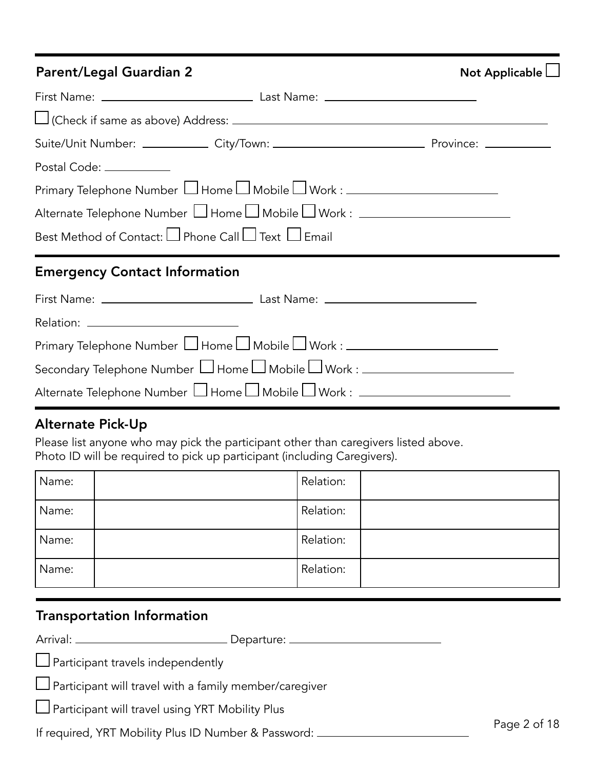## Parent/Legal Guardian 2

Not Applicable ☐

First Name: ______________________ Last Name: ______________________

☐ (Check if same as above) Address: ______________________________________________

Suite/Unit Number: __________ City/Town: ______________________ Province: __________

Postal Code: __________

Primary Telephone Number ☐ Home ☐ Mobile ☐ Work : ______________________

Alternate Telephone Number ☐ Home ☐ Mobile ☐ Work : ______________________

Best Method of Contact: ☐ Phone Call ☐ Text ☐ Email

## Emergency Contact Information

First Name: ______________________ Last Name: ______________________

Relation: ______________________

Primary Telephone Number ☐ Home ☐ Mobile ☐ Work : ______________________

Secondary Telephone Number ☐ Home ☐ Mobile ☐ Work : ______________________

Alternate Telephone Number ☐ Home ☐ Mobile ☐ Work : ______________________

## Alternate Pick-Up

Please list anyone who may pick the participant other than caregivers listed above.
Photo ID will be required to pick up participant (including Caregivers).

| Name: | | Relation: | |
|---|---|---|---|
| Name: | | Relation: | |
| Name: | | Relation: | |
| Name: | | Relation: | |

## Transportation Information

Arrival: ______________________ Departure: ______________________

☐ Participant travels independently

☐ Participant will travel with a family member/caregiver

☐ Participant will travel using YRT Mobility Plus

If required, YRT Mobility Plus ID Number & Password: ______________________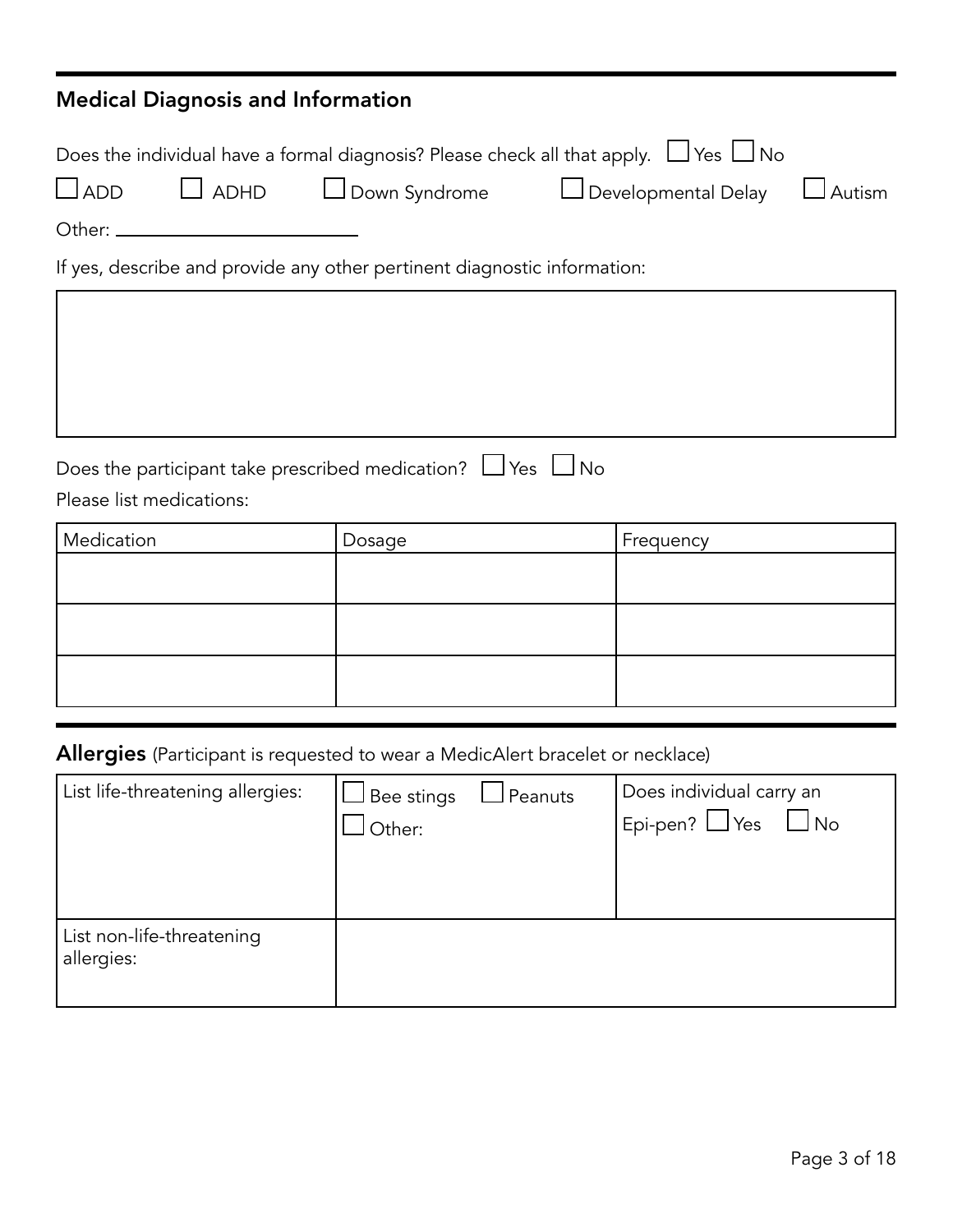## Medical Diagnosis and Information

Does the individual have a formal diagnosis? Please check all that apply. ☐ Yes ☐ No

☐ ADD ☐ ADHD ☐ Down Syndrome ☐ Developmental Delay ☐ Autism

Other: ______________________

If yes, describe and provide any other pertinent diagnostic information:

| |
|---|
| |

Does the participant take prescribed medication? ☐ Yes ☐ No

Please list medications:

| Medication | Dosage | Frequency |
|---|---|---|
| | | |
| | | |
| | | |

## Allergies (Participant is requested to wear a MedicAlert bracelet or necklace)

| List life-threatening allergies: | ☐ Bee stings ☐ Peanuts<br>☐ Other: | Does individual carry an Epi-pen? ☐ Yes ☐ No |
|---|---|---|
| List non-life-threatening allergies: | | |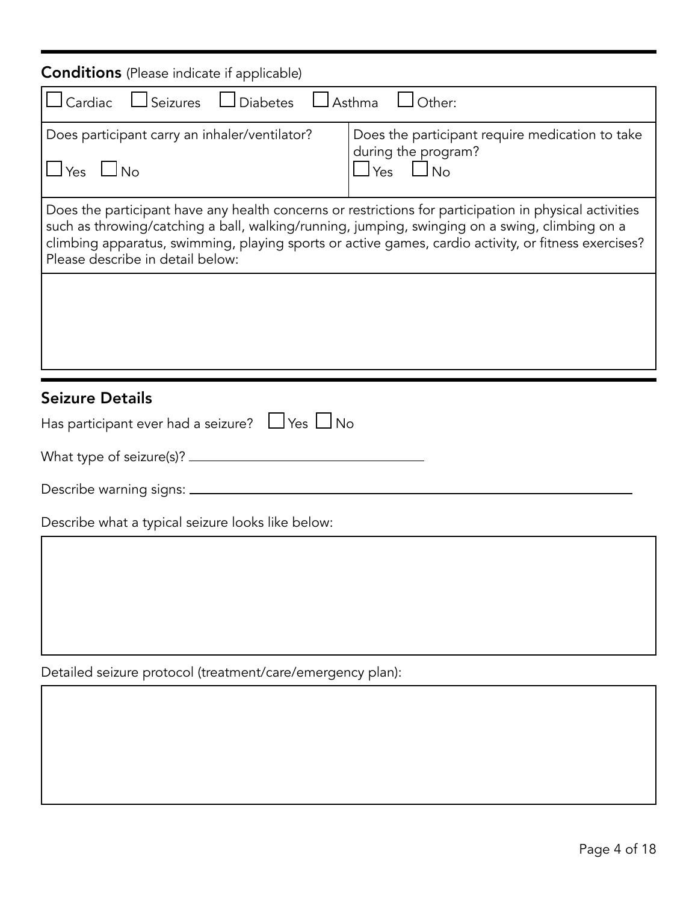## **Conditions** (Please indicate if applicable)

☐ Cardiac ☐ Seizures ☐ Diabetes ☐ Asthma ☐ Other:

| Does participant carry an inhaler/ventilator? | Does the participant require medication to take during the program? |
|---|---|
| ☐ Yes ☐ No | ☐ Yes ☐ No |

Does the participant have any health concerns or restrictions for participation in physical activities such as throwing/catching a ball, walking/running, jumping, swinging on a swing, climbing on a climbing apparatus, swimming, playing sports or active games, cardio activity, or fitness exercises? Please describe in detail below:

## Seizure Details

Has participant ever had a seizure? ☐ Yes ☐ No

What type of seizure(s)? ______________________________

Describe warning signs: ______________________________________________________________

Describe what a typical seizure looks like below:

Detailed seizure protocol (treatment/care/emergency plan):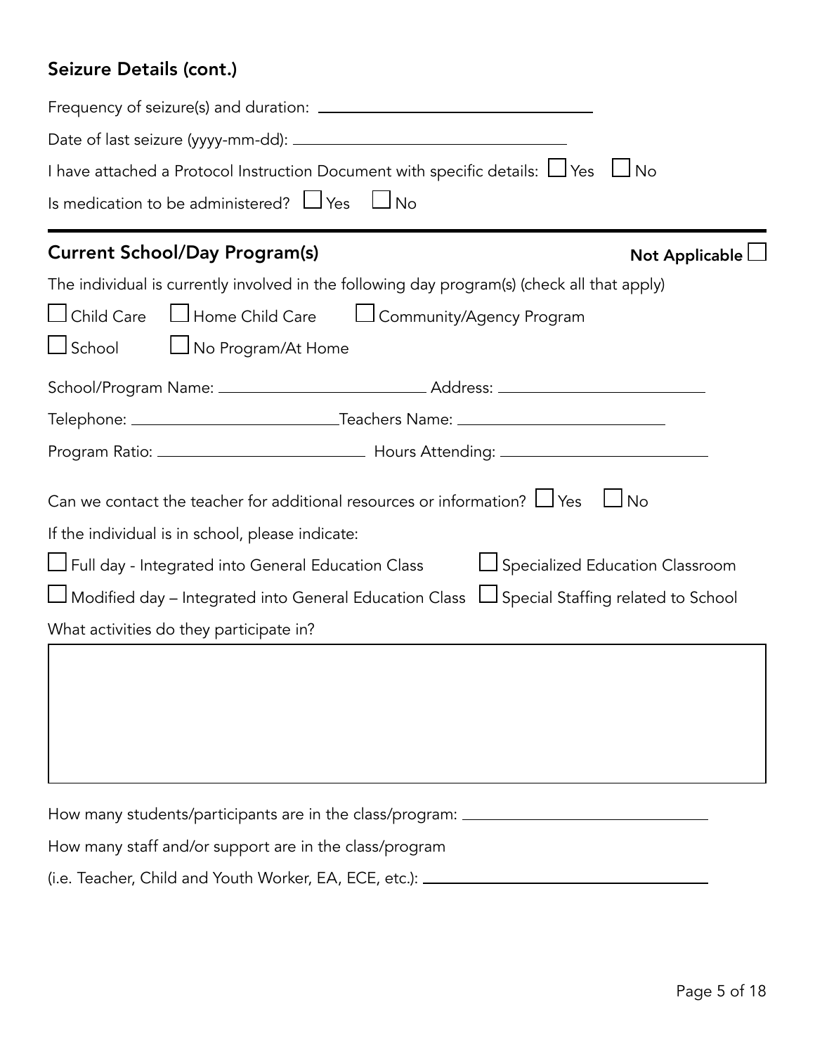## Seizure Details (cont.)

Frequency of seizure(s) and duration: ______________________________

Date of last seizure (yyyy-mm-dd): ______________________________

I have attached a Protocol Instruction Document with specific details: ☐ Yes ☐ No

Is medication to be administered? ☐ Yes ☐ No

---

## Current School/Day Program(s)

Not Applicable ☐

The individual is currently involved in the following day program(s) (check all that apply)

☐ Child Care ☐ Home Child Care ☐ Community/Agency Program

☐ School ☐ No Program/At Home

School/Program Name: ______________________ Address: ______________________

Telephone: ______________________ Teachers Name: ______________________

Program Ratio: ______________________ Hours Attending: ______________________

Can we contact the teacher for additional resources or information? ☐ Yes ☐ No

If the individual is in school, please indicate:

☐ Full day - Integrated into General Education Class ☐ Specialized Education Classroom

☐ Modified day – Integrated into General Education Class ☐ Special Staffing related to School

What activities do they participate in?

| |
|---|
| |

How many students/participants are in the class/program: ______________________________

How many staff and/or support are in the class/program

(i.e. Teacher, Child and Youth Worker, EA, ECE, etc.): ______________________________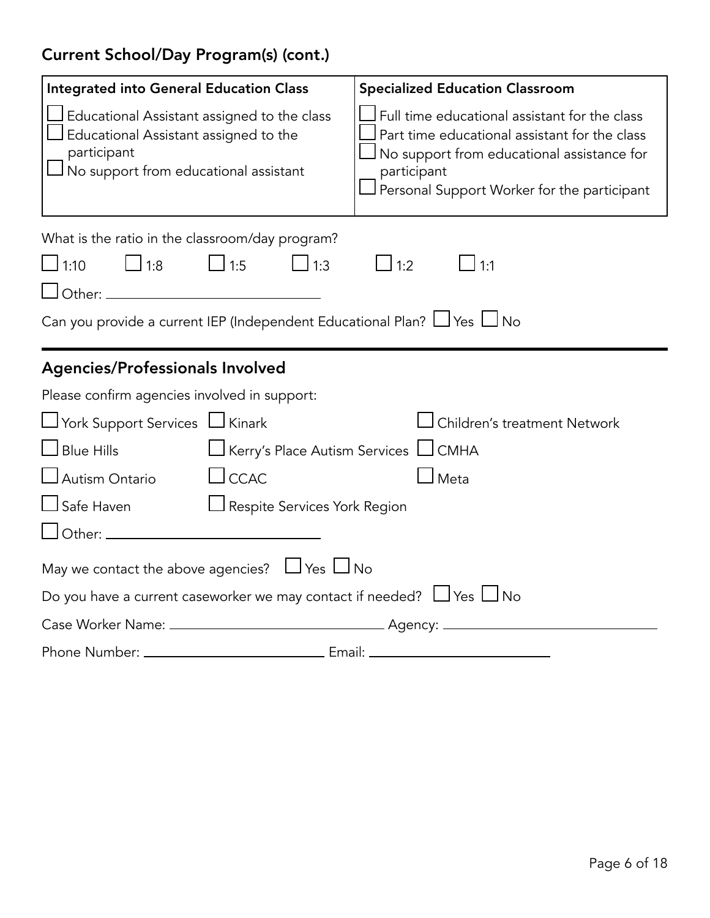## Current School/Day Program(s) (cont.)

| **Integrated into General Education Class** | **Specialized Education Classroom** |
| --- | --- |
| ☐ Educational Assistant assigned to the class<br>☐ Educational Assistant assigned to the participant<br>☐ No support from educational assistant | ☐ Full time educational assistant for the class<br>☐ Part time educational assistant for the class<br>☐ No support from educational assistance for participant<br>☐ Personal Support Worker for the participant |

What is the ratio in the classroom/day program?

☐ 1:10 ☐ 1:8 ☐ 1:5 ☐ 1:3 ☐ 1:2 ☐ 1:1

☐ Other: ______________________________

Can you provide a current IEP (Independent Educational Plan? ☐ Yes ☐ No

---

## Agencies/Professionals Involved

Please confirm agencies involved in support:

☐ York Support Services ☐ Kinark ☐ Children's treatment Network

☐ Blue Hills ☐ Kerry's Place Autism Services ☐ CMHA

☐ Autism Ontario ☐ CCAC ☐ Meta

☐ Safe Haven ☐ Respite Services York Region

☐ Other: ______________________________

May we contact the above agencies? ☐ Yes ☐ No

Do you have a current caseworker we may contact if needed? ☐ Yes ☐ No

Case Worker Name: ______________________________ Agency: ______________________________

Phone Number: ______________________________ Email: ______________________________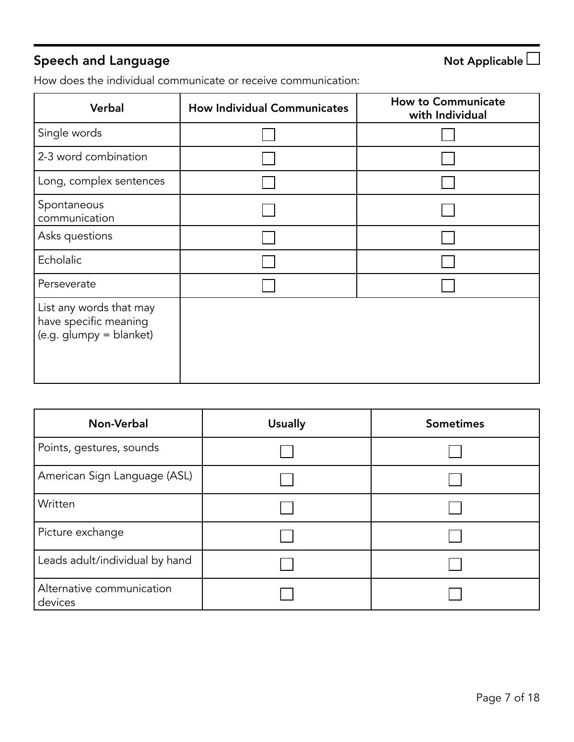## Speech and Language

Not Applicable ☐

How does the individual communicate or receive communication:

| Verbal | How Individual Communicates | How to Communicate with Individual |
|---|---|---|
| Single words | ☐ | ☐ |
| 2-3 word combination | ☐ | ☐ |
| Long, complex sentences | ☐ | ☐ |
| Spontaneous communication | ☐ | ☐ |
| Asks questions | ☐ | ☐ |
| Echolalic | ☐ | ☐ |
| Perseverate | ☐ | ☐ |
| List any words that may have specific meaning (e.g. glumpy = blanket) | | |

| Non-Verbal | Usually | Sometimes |
|---|---|---|
| Points, gestures, sounds | ☐ | ☐ |
| American Sign Language (ASL) | ☐ | ☐ |
| Written | ☐ | ☐ |
| Picture exchange | ☐ | ☐ |
| Leads adult/individual by hand | ☐ | ☐ |
| Alternative communication devices | ☐ | ☐ |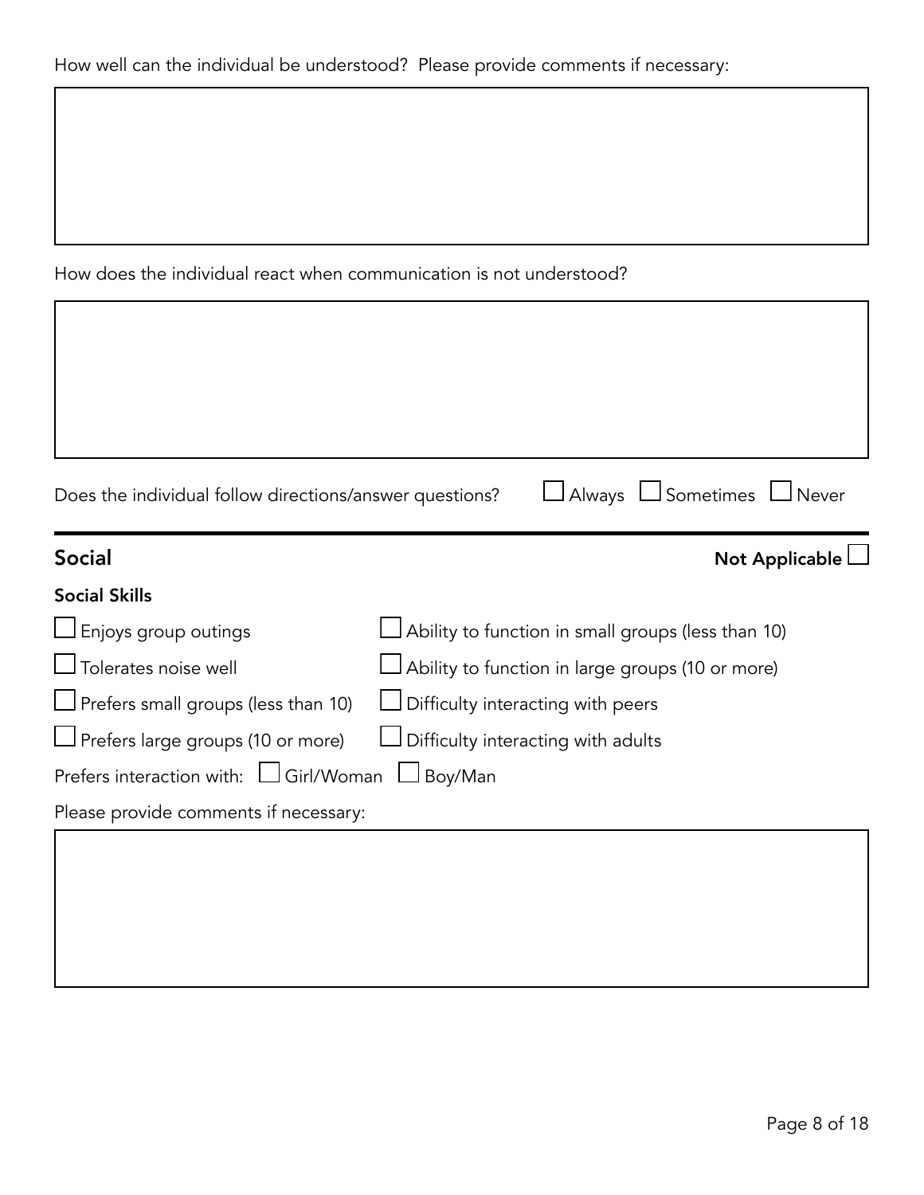How well can the individual be understood? Please provide comments if necessary:

How does the individual react when communication is not understood?

Does the individual follow directions/answer questions? ☐ Always ☐ Sometimes ☐ Never

---

## Social

**Not Applicable** ☐

### Social Skills

☐ Enjoys group outings

☐ Tolerates noise well

☐ Prefers small groups (less than 10)

☐ Prefers large groups (10 or more)

☐ Ability to function in small groups (less than 10)

☐ Ability to function in large groups (10 or more)

☐ Difficulty interacting with peers

☐ Difficulty interacting with adults

Prefers interaction with: ☐ Girl/Woman ☐ Boy/Man

Please provide comments if necessary: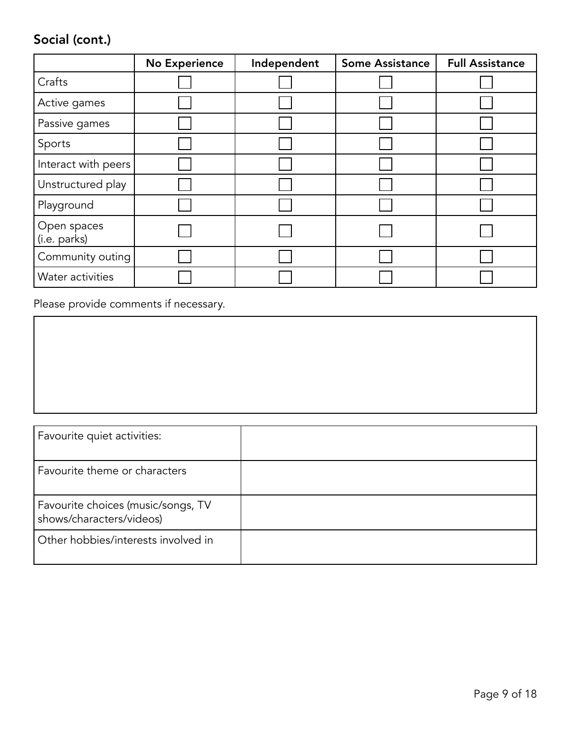## Social (cont.)

| | No Experience | Independent | Some Assistance | Full Assistance |
|---|---|---|---|---|
| Crafts | ☐ | ☐ | ☐ | ☐ |
| Active games | ☐ | ☐ | ☐ | ☐ |
| Passive games | ☐ | ☐ | ☐ | ☐ |
| Sports | ☐ | ☐ | ☐ | ☐ |
| Interact with peers | ☐ | ☐ | ☐ | ☐ |
| Unstructured play | ☐ | ☐ | ☐ | ☐ |
| Playground | ☐ | ☐ | ☐ | ☐ |
| Open spaces (i.e. parks) | ☐ | ☐ | ☐ | ☐ |
| Community outing | ☐ | ☐ | ☐ | ☐ |
| Water activities | ☐ | ☐ | ☐ | ☐ |

Please provide comments if necessary.

| |
|---|
| |

| | |
|---|---|
| Favourite quiet activities: | |
| Favourite theme or characters | |
| Favourite choices (music/songs, TV shows/characters/videos) | |
| Other hobbies/interests involved in | |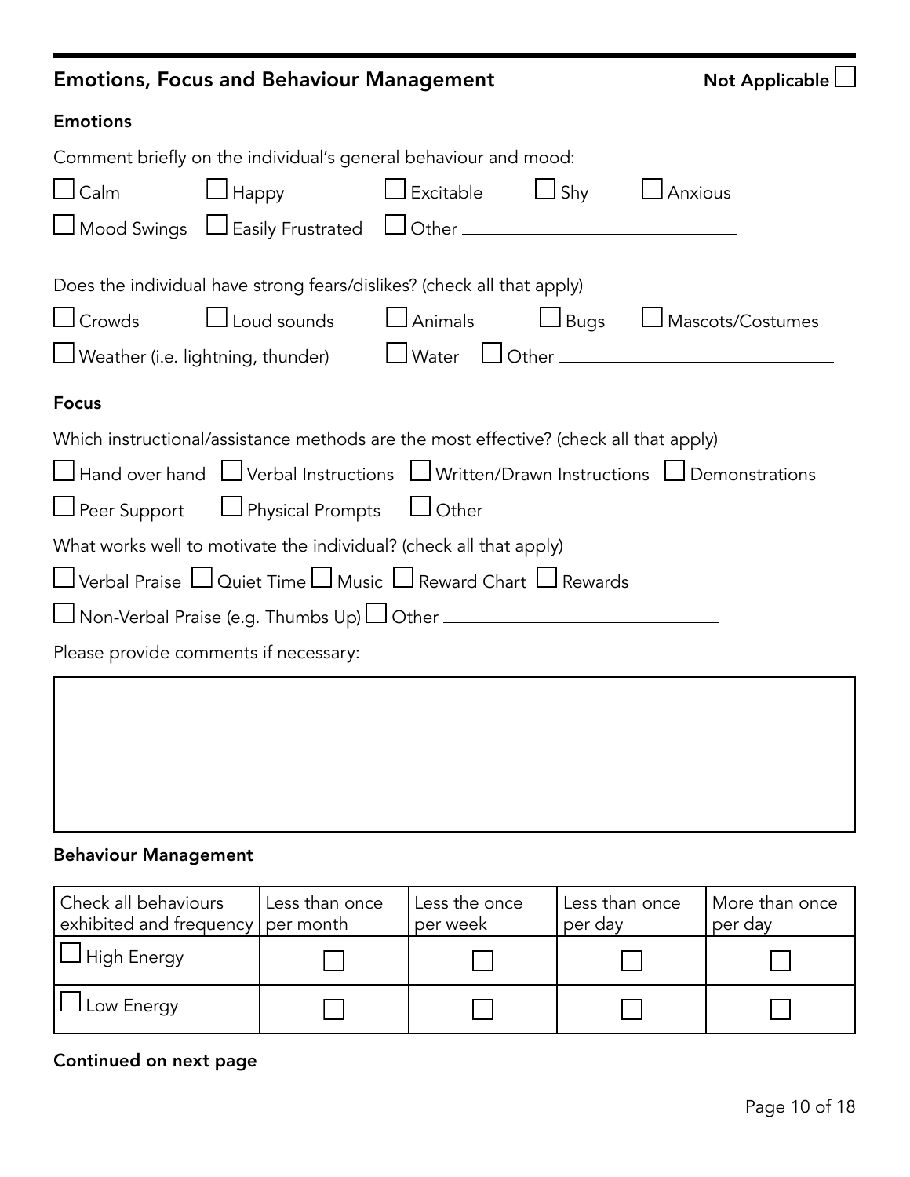## Emotions, Focus and Behaviour Management

Not Applicable ☐

### Emotions

Comment briefly on the individual's general behaviour and mood:

☐ Calm ☐ Happy ☐ Excitable ☐ Shy ☐ Anxious

☐ Mood Swings ☐ Easily Frustrated ☐ Other ____________________

Does the individual have strong fears/dislikes? (check all that apply)

☐ Crowds ☐ Loud sounds ☐ Animals ☐ Bugs ☐ Mascots/Costumes

☐ Weather (i.e. lightning, thunder) ☐ Water ☐ Other ____________________

### Focus

Which instructional/assistance methods are the most effective? (check all that apply)

☐ Hand over hand ☐ Verbal Instructions ☐ Written/Drawn Instructions ☐ Demonstrations

☐ Peer Support ☐ Physical Prompts ☐ Other ____________________

What works well to motivate the individual? (check all that apply)

☐ Verbal Praise ☐ Quiet Time ☐ Music ☐ Reward Chart ☐ Rewards

☐ Non-Verbal Praise (e.g. Thumbs Up) ☐ Other ____________________

Please provide comments if necessary:

### Behaviour Management

| Check all behaviours exhibited and frequency | Less than once per month | Less the once per week | Less than once per day | More than once per day |
|---|---|---|---|---|
| ☐ High Energy | ☐ | ☐ | ☐ | ☐ |
| ☐ Low Energy | ☐ | ☐ | ☐ | ☐ |

**Continued on next page**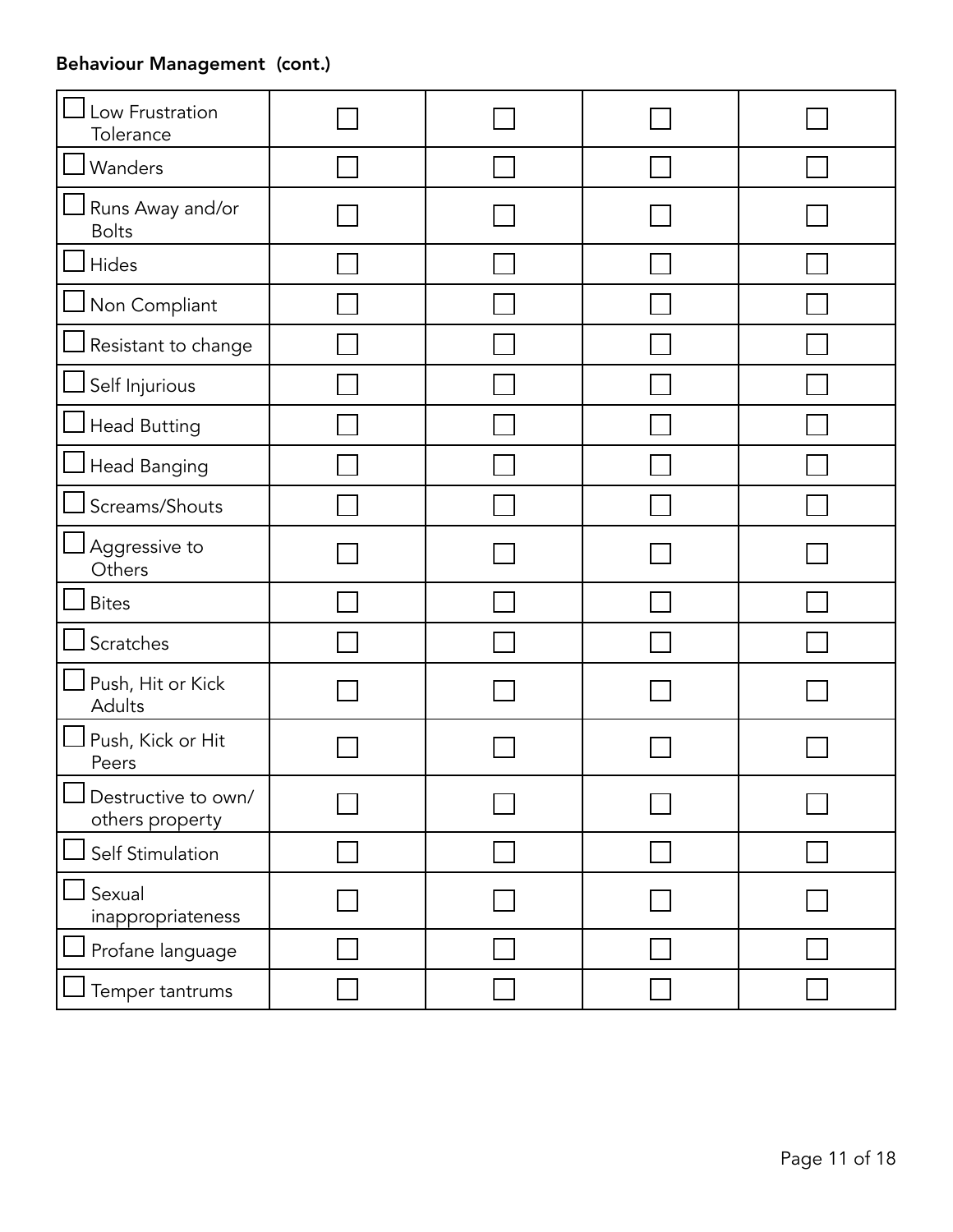**Behaviour Management (cont.)**

| | | | | |
|---|---|---|---|---|
| ☐ Low Frustration Tolerance | ☐ | ☐ | ☐ | ☐ |
| ☐ Wanders | ☐ | ☐ | ☐ | ☐ |
| ☐ Runs Away and/or Bolts | ☐ | ☐ | ☐ | ☐ |
| ☐ Hides | ☐ | ☐ | ☐ | ☐ |
| ☐ Non Compliant | ☐ | ☐ | ☐ | ☐ |
| ☐ Resistant to change | ☐ | ☐ | ☐ | ☐ |
| ☐ Self Injurious | ☐ | ☐ | ☐ | ☐ |
| ☐ Head Butting | ☐ | ☐ | ☐ | ☐ |
| ☐ Head Banging | ☐ | ☐ | ☐ | ☐ |
| ☐ Screams/Shouts | ☐ | ☐ | ☐ | ☐ |
| ☐ Aggressive to Others | ☐ | ☐ | ☐ | ☐ |
| ☐ Bites | ☐ | ☐ | ☐ | ☐ |
| ☐ Scratches | ☐ | ☐ | ☐ | ☐ |
| ☐ Push, Hit or Kick Adults | ☐ | ☐ | ☐ | ☐ |
| ☐ Push, Kick or Hit Peers | ☐ | ☐ | ☐ | ☐ |
| ☐ Destructive to own/ others property | ☐ | ☐ | ☐ | ☐ |
| ☐ Self Stimulation | ☐ | ☐ | ☐ | ☐ |
| ☐ Sexual inappropriateness | ☐ | ☐ | ☐ | ☐ |
| ☐ Profane language | ☐ | ☐ | ☐ | ☐ |
| ☐ Temper tantrums | ☐ | ☐ | ☐ | ☐ |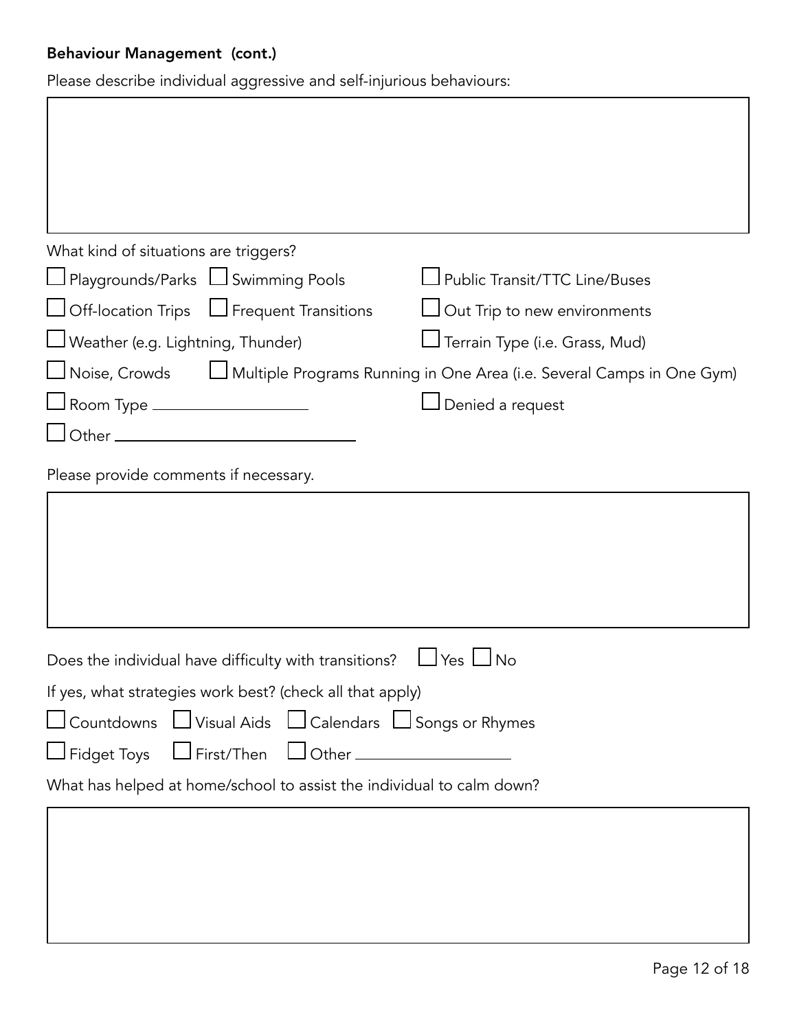**Behaviour Management (cont.)**

Please describe individual aggressive and self-injurious behaviours:

| |
|---|
| |

What kind of situations are triggers?

- ☐ Playgrounds/Parks
- ☐ Swimming Pools
- ☐ Public Transit/TTC Line/Buses
- ☐ Off-location Trips
- ☐ Frequent Transitions
- ☐ Out Trip to new environments
- ☐ Weather (e.g. Lightning, Thunder)
- ☐ Terrain Type (i.e. Grass, Mud)
- ☐ Noise, Crowds
- ☐ Multiple Programs Running in One Area (i.e. Several Camps in One Gym)
- ☐ Room Type ________________
- ☐ Denied a request
- ☐ Other ________________________

Please provide comments if necessary.

| |
|---|
| |

Does the individual have difficulty with transitions? ☐ Yes ☐ No

If yes, what strategies work best? (check all that apply)

- ☐ Countdowns
- ☐ Visual Aids
- ☐ Calendars
- ☐ Songs or Rhymes
- ☐ Fidget Toys
- ☐ First/Then
- ☐ Other ________________

What has helped at home/school to assist the individual to calm down?

| |
|---|
| |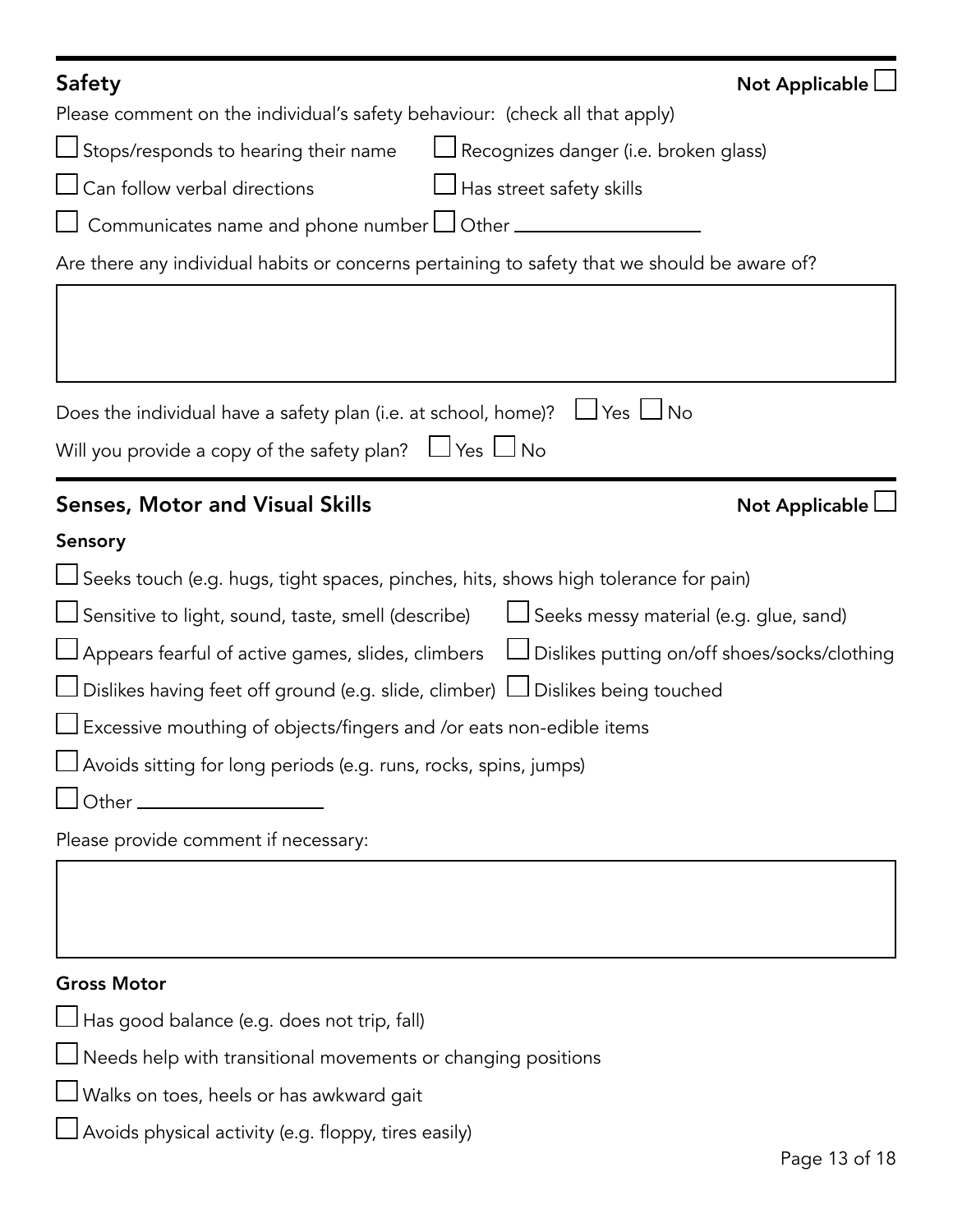## Safety

Not Applicable ☐

Please comment on the individual's safety behaviour: (check all that apply)

- ☐ Stops/responds to hearing their name
- ☐ Recognizes danger (i.e. broken glass)
- ☐ Can follow verbal directions
- ☐ Has street safety skills
- ☐ Communicates name and phone number
- ☐ Other \_\_\_\_\_\_\_\_\_\_\_\_\_\_\_\_

Are there any individual habits or concerns pertaining to safety that we should be aware of?

|   |
|---|
|   |

Does the individual have a safety plan (i.e. at school, home)? ☐ Yes ☐ No

Will you provide a copy of the safety plan? ☐ Yes ☐ No

## Senses, Motor and Visual Skills

Not Applicable ☐

### Sensory

- ☐ Seeks touch (e.g. hugs, tight spaces, pinches, hits, shows high tolerance for pain)
- ☐ Sensitive to light, sound, taste, smell (describe)
- ☐ Seeks messy material (e.g. glue, sand)
- ☐ Appears fearful of active games, slides, climbers
- ☐ Dislikes putting on/off shoes/socks/clothing
- ☐ Dislikes having feet off ground (e.g. slide, climber)
- ☐ Dislikes being touched
- ☐ Excessive mouthing of objects/fingers and /or eats non-edible items
- ☐ Avoids sitting for long periods (e.g. runs, rocks, spins, jumps)
- ☐ Other \_\_\_\_\_\_\_\_\_\_\_\_\_\_\_\_

Please provide comment if necessary:

|   |
|---|
|   |

### Gross Motor

- ☐ Has good balance (e.g. does not trip, fall)
- ☐ Needs help with transitional movements or changing positions
- ☐ Walks on toes, heels or has awkward gait
- ☐ Avoids physical activity (e.g. floppy, tires easily)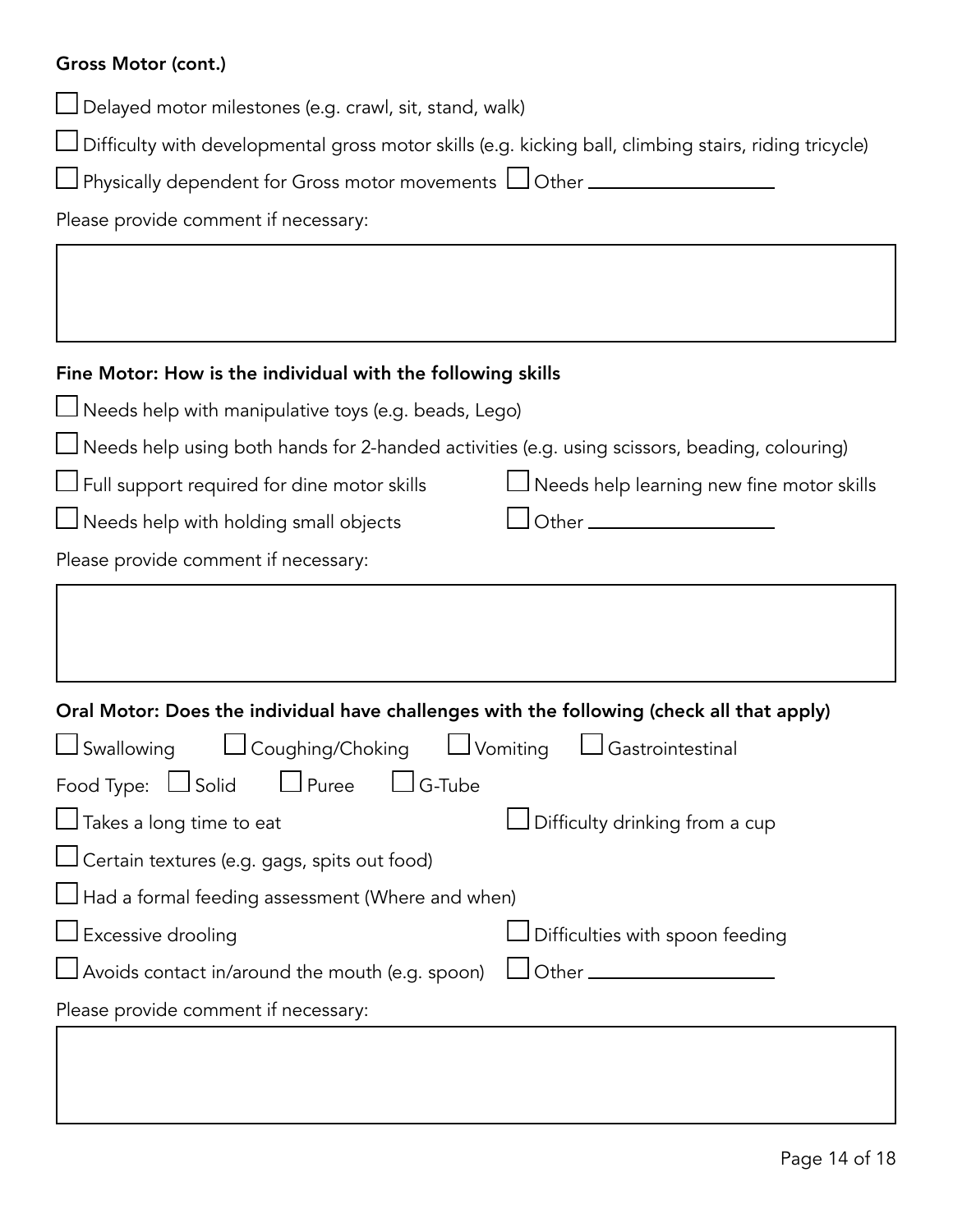**Gross Motor (cont.)**

☐ Delayed motor milestones (e.g. crawl, sit, stand, walk)

☐ Difficulty with developmental gross motor skills (e.g. kicking ball, climbing stairs, riding tricycle)

☐ Physically dependent for Gross motor movements ☐ Other ___________________

Please provide comment if necessary:

**Fine Motor: How is the individual with the following skills**

☐ Needs help with manipulative toys (e.g. beads, Lego)

☐ Needs help using both hands for 2-handed activities (e.g. using scissors, beading, colouring)

☐ Full support required for dine motor skills ☐ Needs help learning new fine motor skills

☐ Needs help with holding small objects ☐ Other ___________________

Please provide comment if necessary:

**Oral Motor: Does the individual have challenges with the following (check all that apply)**

☐ Swallowing ☐ Coughing/Choking ☐ Vomiting ☐ Gastrointestinal

Food Type: ☐ Solid ☐ Puree ☐ G-Tube

☐ Takes a long time to eat ☐ Difficulty drinking from a cup

☐ Certain textures (e.g. gags, spits out food)

☐ Had a formal feeding assessment (Where and when)

☐ Excessive drooling ☐ Difficulties with spoon feeding

☐ Avoids contact in/around the mouth (e.g. spoon) ☐ Other ___________________

Please provide comment if necessary: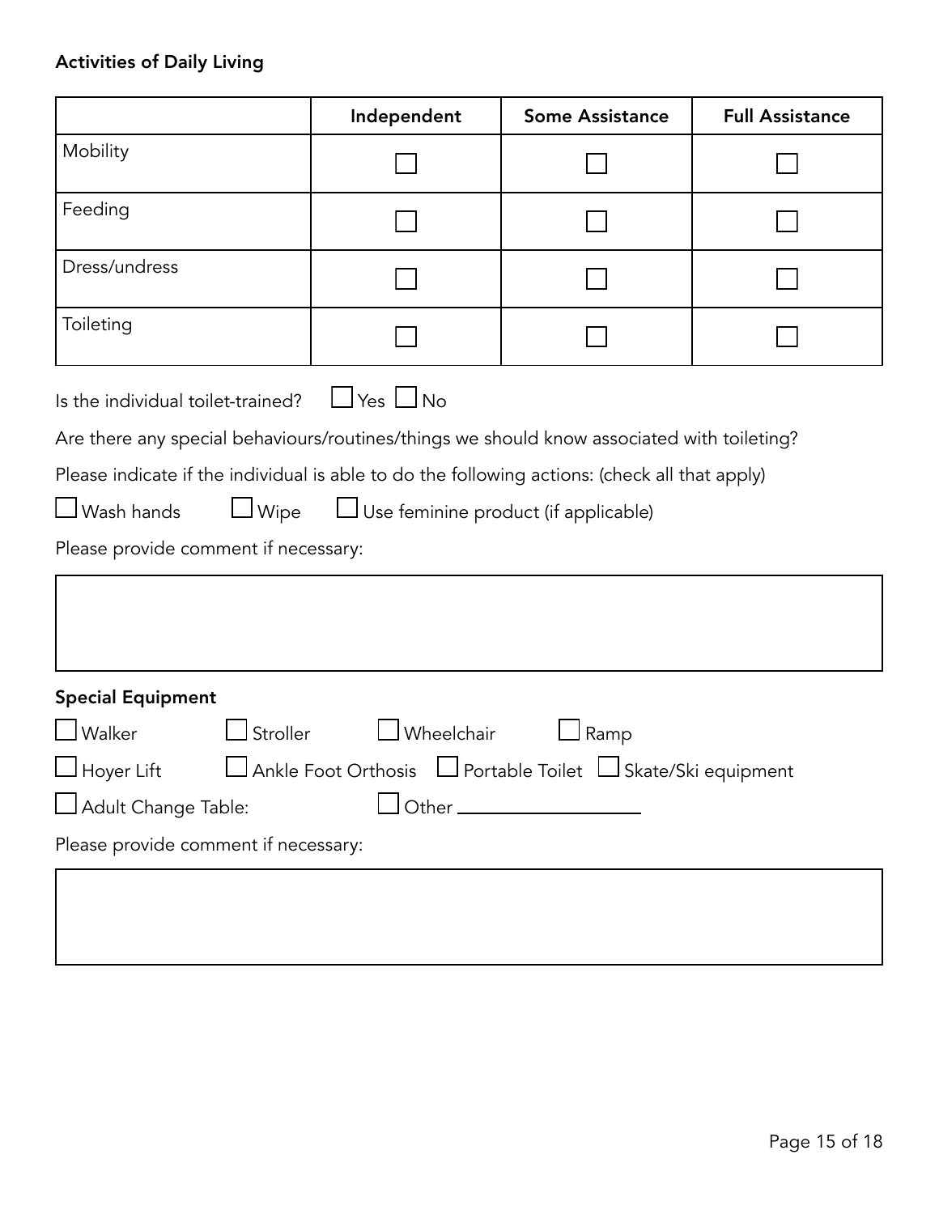### Activities of Daily Living

| | Independent | Some Assistance | Full Assistance |
|---|---|---|---|
| Mobility | ☐ | ☐ | ☐ |
| Feeding | ☐ | ☐ | ☐ |
| Dress/undress | ☐ | ☐ | ☐ |
| Toileting | ☐ | ☐ | ☐ |

Is the individual toilet-trained? ☐ Yes ☐ No

Are there any special behaviours/routines/things we should know associated with toileting?

Please indicate if the individual is able to do the following actions: (check all that apply)

☐ Wash hands ☐ Wipe ☐ Use feminine product (if applicable)

Please provide comment if necessary:

| |
|---|
| |

### Special Equipment

☐ Walker ☐ Stroller ☐ Wheelchair ☐ Ramp

☐ Hoyer Lift ☐ Ankle Foot Orthosis ☐ Portable Toilet ☐ Skate/Ski equipment

☐ Adult Change Table: ☐ Other \_\_\_\_\_\_\_\_\_\_\_\_\_\_\_\_\_\_

Please provide comment if necessary:

| |
|---|
| |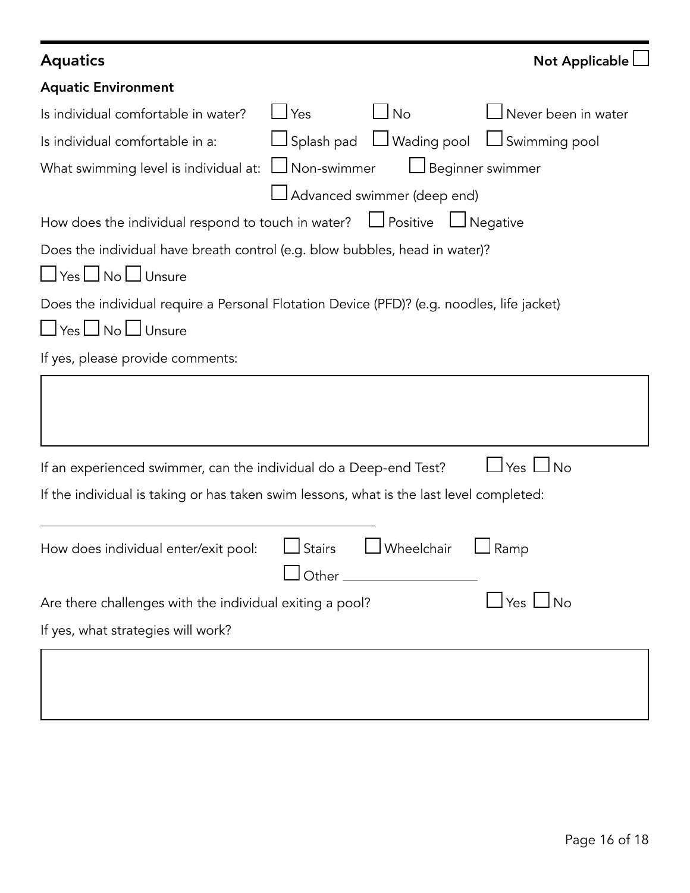## Aquatics

Not Applicable ☐

### Aquatic Environment

Is individual comfortable in water? ☐ Yes ☐ No ☐ Never been in water

Is individual comfortable in a: ☐ Splash pad ☐ Wading pool ☐ Swimming pool

What swimming level is individual at: ☐ Non-swimmer ☐ Beginner swimmer ☐ Advanced swimmer (deep end)

How does the individual respond to touch in water? ☐ Positive ☐ Negative

Does the individual have breath control (e.g. blow bubbles, head in water)?

☐ Yes ☐ No ☐ Unsure

Does the individual require a Personal Flotation Device (PFD)? (e.g. noodles, life jacket)

☐ Yes ☐ No ☐ Unsure

If yes, please provide comments:

| |
|---|
| |

If an experienced swimmer, can the individual do a Deep-end Test? ☐ Yes ☐ No

If the individual is taking or has taken swim lessons, what is the last level completed:

______________________________

How does individual enter/exit pool: ☐ Stairs ☐ Wheelchair ☐ Ramp ☐ Other ____________

Are there challenges with the individual exiting a pool? ☐ Yes ☐ No

If yes, what strategies will work?

| |
|---|
| |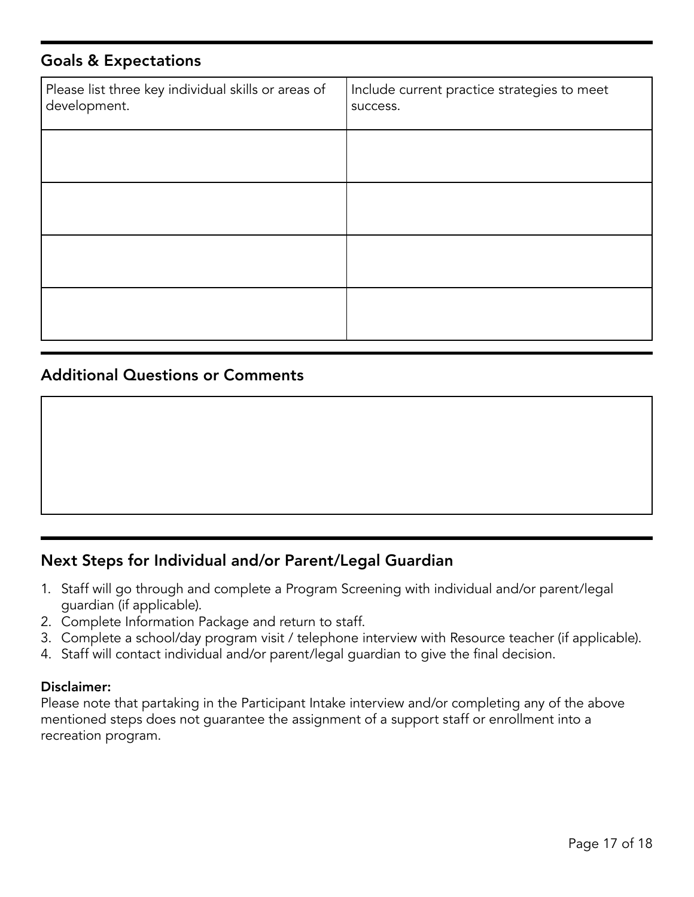## Goals & Expectations

| Please list three key individual skills or areas of development. | Include current practice strategies to meet success. |
| --- | --- |
| | |
| | |
| | |
| | |

## Additional Questions or Comments

| |
| --- |
| |

## Next Steps for Individual and/or Parent/Legal Guardian

1. Staff will go through and complete a Program Screening with individual and/or parent/legal guardian (if applicable).
2. Complete Information Package and return to staff.
3. Complete a school/day program visit / telephone interview with Resource teacher (if applicable).
4. Staff will contact individual and/or parent/legal guardian to give the final decision.

**Disclaimer:**
Please note that partaking in the Participant Intake interview and/or completing any of the above mentioned steps does not guarantee the assignment of a support staff or enrollment into a recreation program.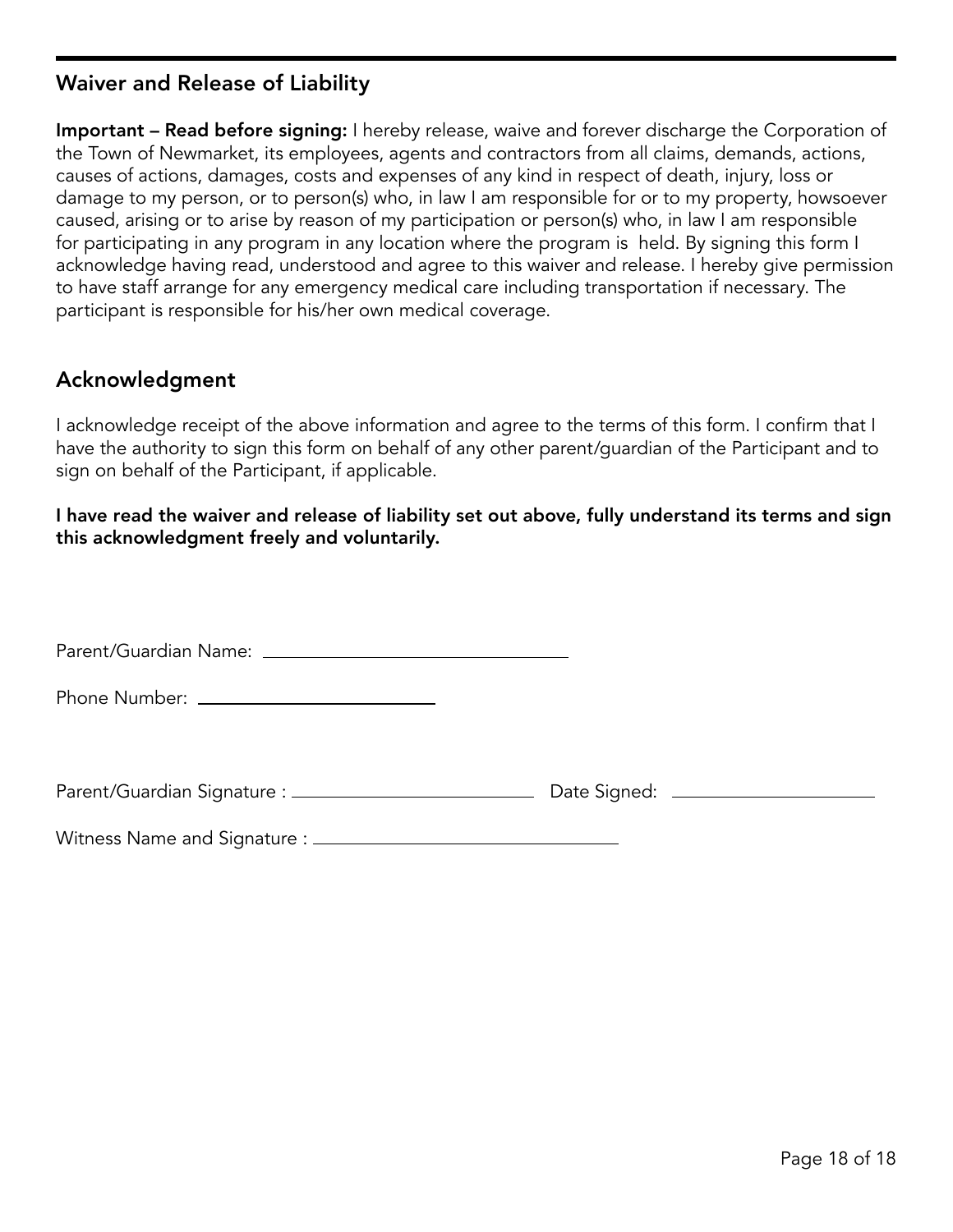## Waiver and Release of Liability

**Important – Read before signing:** I hereby release, waive and forever discharge the Corporation of the Town of Newmarket, its employees, agents and contractors from all claims, demands, actions, causes of actions, damages, costs and expenses of any kind in respect of death, injury, loss or damage to my person, or to person(s) who, in law I am responsible for or to my property, howsoever caused, arising or to arise by reason of my participation or person(s) who, in law I am responsible for participating in any program in any location where the program is held. By signing this form I acknowledge having read, understood and agree to this waiver and release. I hereby give permission to have staff arrange for any emergency medical care including transportation if necessary. The participant is responsible for his/her own medical coverage.

## Acknowledgment

I acknowledge receipt of the above information and agree to the terms of this form. I confirm that I have the authority to sign this form on behalf of any other parent/guardian of the Participant and to sign on behalf of the Participant, if applicable.

**I have read the waiver and release of liability set out above, fully understand its terms and sign this acknowledgment freely and voluntarily.**

Parent/Guardian Name: ________________________________

Phone Number: ________________________

Parent/Guardian Signature : ________________________ Date Signed: ____________________

Witness Name and Signature : ________________________________